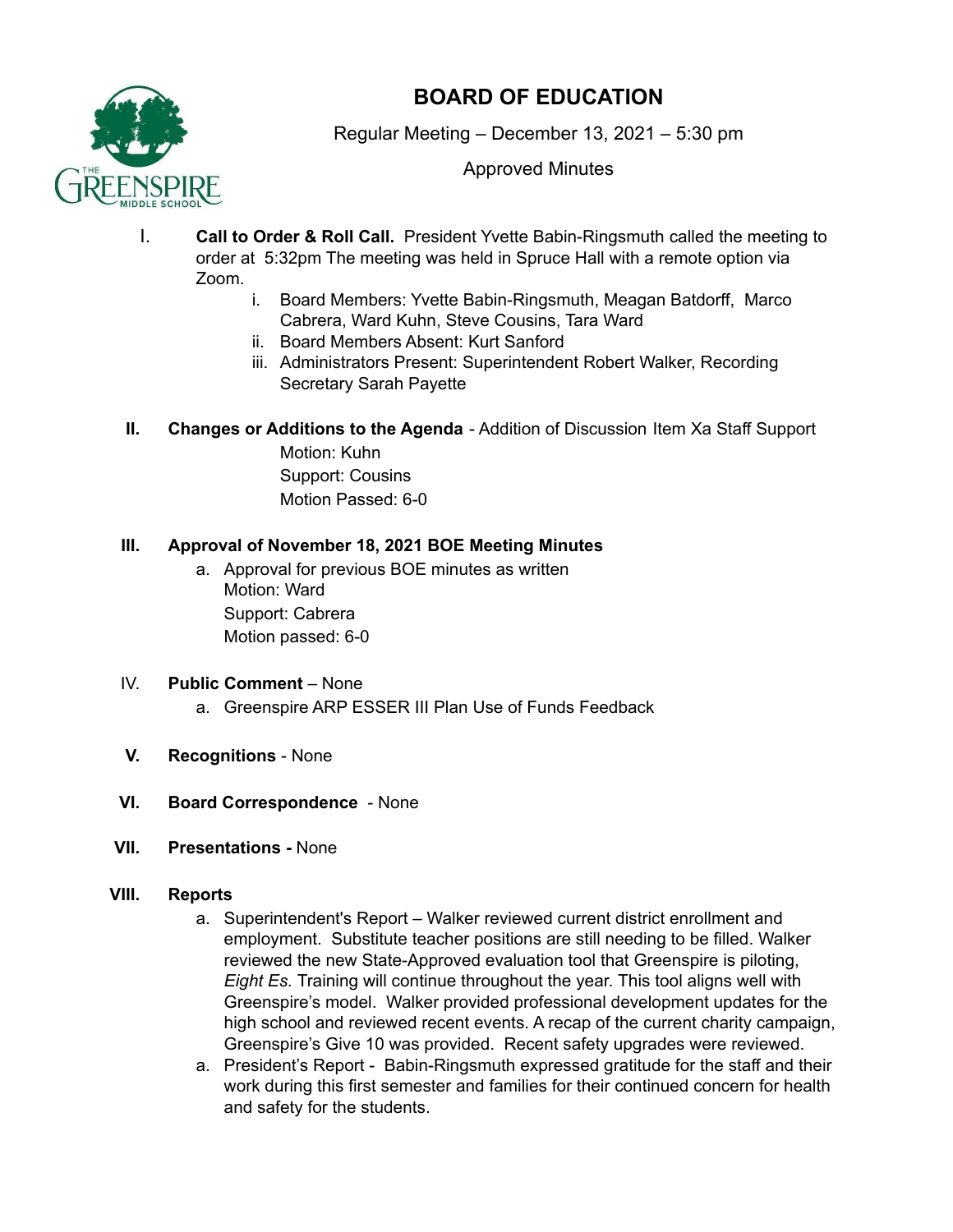# BOARD OF EDUCATION

Regular Meeting – December 13, 2021 – 5:30 pm

Approved Minutes

I. **Call to Order & Roll Call.** President Yvette Babin-Ringsmuth called the meeting to order at 5:32pm The meeting was held in Spruce Hall with a remote option via Zoom.
   i. Board Members: Yvette Babin-Ringsmuth, Meagan Batdorff, Marco Cabrera, Ward Kuhn, Steve Cousins, Tara Ward
   ii. Board Members Absent: Kurt Sanford
   iii. Administrators Present: Superintendent Robert Walker, Recording Secretary Sarah Payette

II. **Changes or Additions to the Agenda** - Addition of Discussion Item Xa Staff Support
   Motion: Kuhn
   Support: Cousins
   Motion Passed: 6-0

III. **Approval of November 18, 2021 BOE Meeting Minutes**
   a. Approval for previous BOE minutes as written
   Motion: Ward
   Support: Cabrera
   Motion passed: 6-0

IV. **Public Comment** – None
   a. Greenspire ARP ESSER III Plan Use of Funds Feedback

V. **Recognitions** - None

VI. **Board Correspondence** - None

VII. **Presentations -** None

VIII. **Reports**
   a. Superintendent's Report – Walker reviewed current district enrollment and employment. Substitute teacher positions are still needing to be filled. Walker reviewed the new State-Approved evaluation tool that Greenspire is piloting, *Eight Es.* Training will continue throughout the year. This tool aligns well with Greenspire's model. Walker provided professional development updates for the high school and reviewed recent events. A recap of the current charity campaign, Greenspire's Give 10 was provided. Recent safety upgrades were reviewed.
   a. President's Report - Babin-Ringsmuth expressed gratitude for the staff and their work during this first semester and families for their continued concern for health and safety for the students.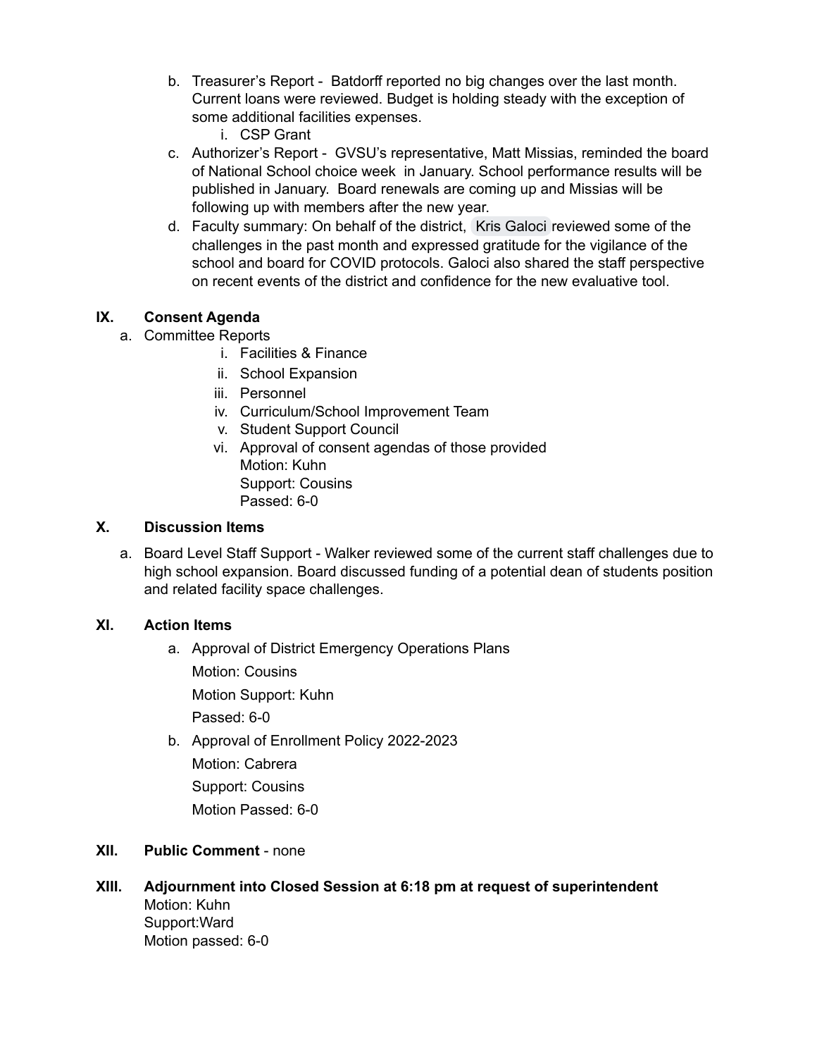b. Treasurer's Report - Batdorff reported no big changes over the last month. Current loans were reviewed. Budget is holding steady with the exception of some additional facilities expenses.
    i. CSP Grant
c. Authorizer's Report - GVSU's representative, Matt Missias, reminded the board of National School choice week in January. School performance results will be published in January. Board renewals are coming up and Missias will be following up with members after the new year.
d. Faculty summary: On behalf of the district, Kris Galoci reviewed some of the challenges in the past month and expressed gratitude for the vigilance of the school and board for COVID protocols. Galoci also shared the staff perspective on recent events of the district and confidence for the new evaluative tool.

## IX. Consent Agenda

a. Committee Reports
    i. Facilities & Finance
    ii. School Expansion
    iii. Personnel
    iv. Curriculum/School Improvement Team
    v. Student Support Council
    vi. Approval of consent agendas of those provided
    Motion: Kuhn
    Support: Cousins
    Passed: 6-0

## X. Discussion Items

a. Board Level Staff Support - Walker reviewed some of the current staff challenges due to high school expansion. Board discussed funding of a potential dean of students position and related facility space challenges.

## XI. Action Items

a. Approval of District Emergency Operations Plans

    Motion: Cousins

    Motion Support: Kuhn

    Passed: 6-0

b. Approval of Enrollment Policy 2022-2023

    Motion: Cabrera

    Support: Cousins

    Motion Passed: 6-0

## XII. Public Comment - none

## XIII. Adjournment into Closed Session at 6:18 pm at request of superintendent

Motion: Kuhn
Support:Ward
Motion passed: 6-0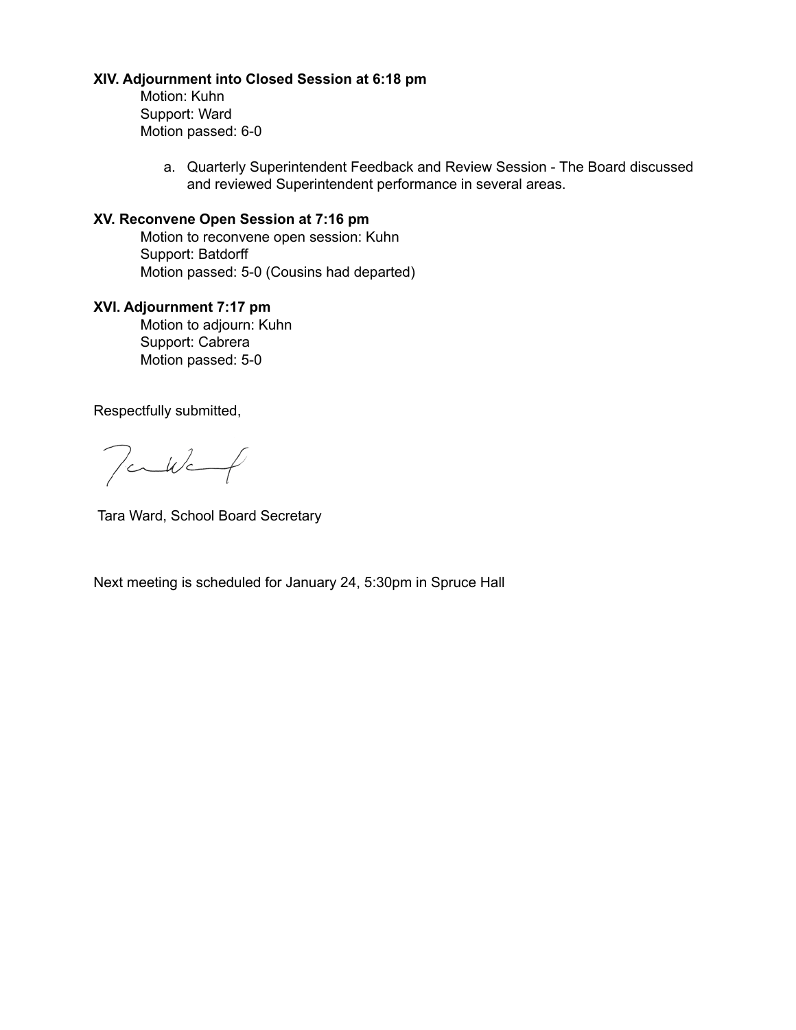**XIV. Adjournment into Closed Session at 6:18 pm**

Motion: Kuhn
Support: Ward
Motion passed: 6-0

a. Quarterly Superintendent Feedback and Review Session - The Board discussed and reviewed Superintendent performance in several areas.

**XV. Reconvene Open Session at 7:16 pm**

Motion to reconvene open session: Kuhn
Support: Batdorff
Motion passed: 5-0 (Cousins had departed)

**XVI. Adjournment 7:17 pm**

Motion to adjourn: Kuhn
Support: Cabrera
Motion passed: 5-0

Respectfully submitted,

Tara Ward, School Board Secretary

Next meeting is scheduled for January 24, 5:30pm in Spruce Hall